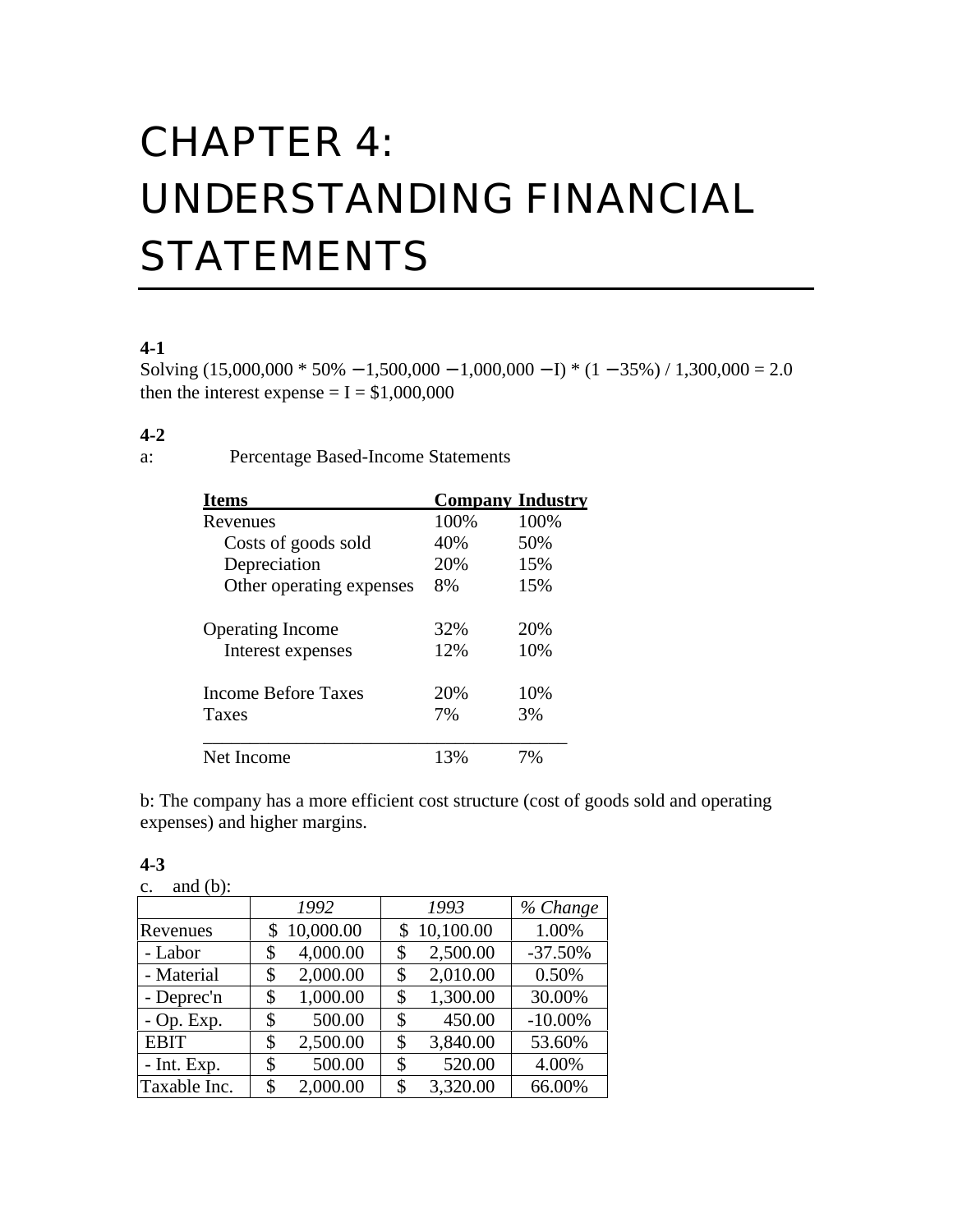# CHAPTER 4: UNDERSTANDING FINANCIAL STATEMENTS

**4-1**

Solving $(15{,}000{,}000 * 50\% - 1{,}500{,}000 - 1{,}000{,}000 - I) * (1 - 35\%) / 1{,}300{,}000 = 2.0$ then the interest expense = I = \$1,000,000

**4-2**

a: Percentage Based-Income Statements

| Items | Company | Industry |
|---|---|---|
| Revenues | 100% | 100% |
| Costs of goods sold | 40% | 50% |
| Depreciation | 20% | 15% |
| Other operating expenses | 8% | 15% |
| Operating Income | 32% | 20% |
| Interest expenses | 12% | 10% |
| Income Before Taxes | 20% | 10% |
| Taxes | 7% | 3% |
| Net Income | 13% | 7% |

b: The company has a more efficient cost structure (cost of goods sold and operating expenses) and higher margins.

**4-3**

c. and (b):

| | *1992* | *1993* | *% Change* |
|---|---|---|---|
| Revenues | $ 10,000.00 | $ 10,100.00 | 1.00% |
| - Labor | $ 4,000.00 | $ 2,500.00 | -37.50% |
| - Material | $ 2,000.00 | $ 2,010.00 | 0.50% |
| - Deprec'n | $ 1,000.00 | $ 1,300.00 | 30.00% |
| - Op. Exp. | $ 500.00 | $ 450.00 | -10.00% |
| EBIT | $ 2,500.00 | $ 3,840.00 | 53.60% |
| - Int. Exp. | $ 500.00 | $ 520.00 | 4.00% |
| Taxable Inc. | $ 2,000.00 | $ 3,320.00 | 66.00% |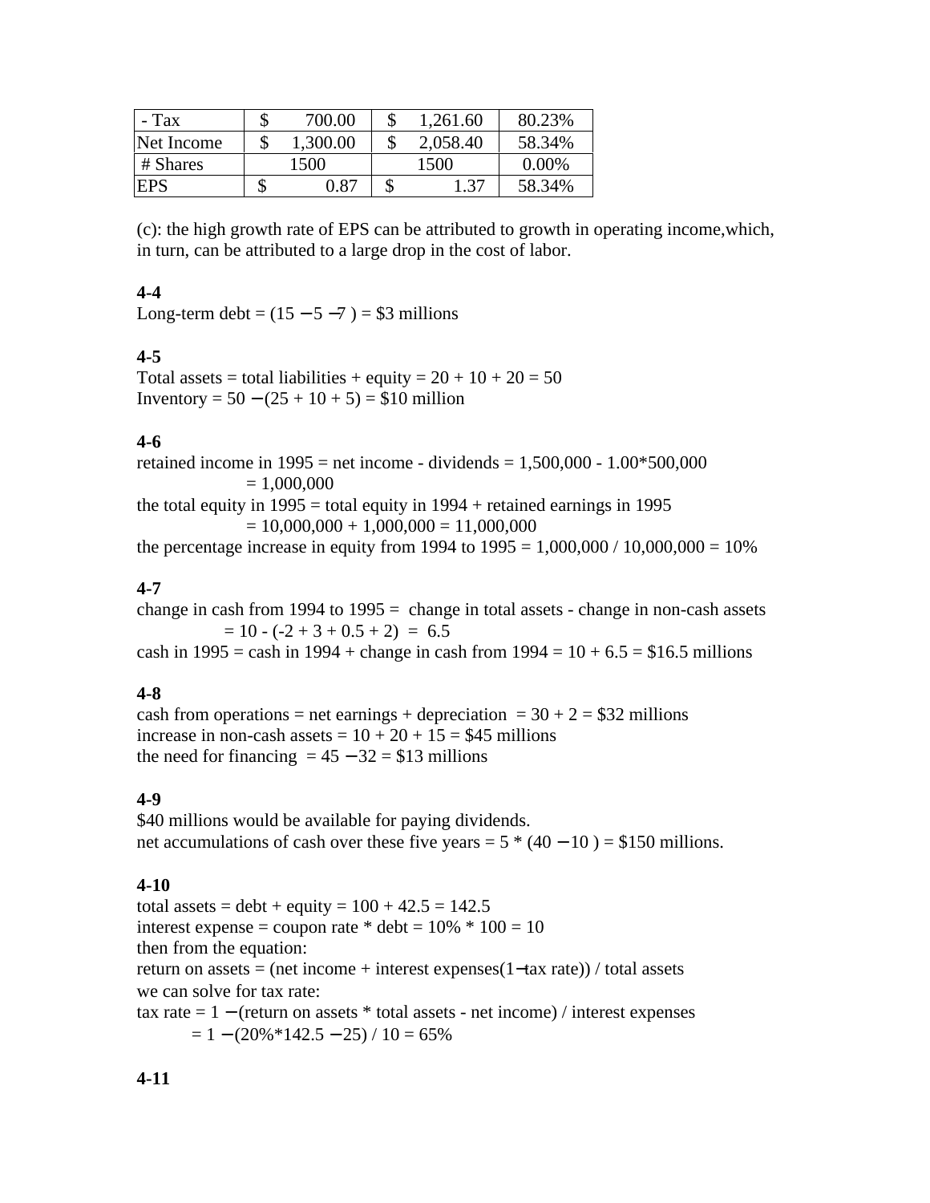| | | | |
|---|---|---|---|
| - Tax | $ 700.00 | $ 1,261.60 | 80.23% |
| Net Income | $ 1,300.00 | $ 2,058.40 | 58.34% |
| # Shares | 1500 | 1500 | 0.00% |
| EPS | $ 0.87 | $ 1.37 | 58.34% |

(c): the high growth rate of EPS can be attributed to growth in operating income,which, in turn, can be attributed to a large drop in the cost of labor.

**4-4**

Long-term debt = (15 − 5 −7 ) = $3 millions

**4-5**

Total assets = total liabilities + equity = 20 + 10 + 20 = 50
Inventory = 50 − (25 + 10 + 5) = $10 million

**4-6**

retained income in 1995 = net income - dividends = 1,500,000 - 1.00*500,000
= 1,000,000
the total equity in 1995 = total equity in 1994 + retained earnings in 1995
= 10,000,000 + 1,000,000 = 11,000,000
the percentage increase in equity from 1994 to 1995 = 1,000,000 / 10,000,000 = 10%

**4-7**

change in cash from 1994 to 1995 = change in total assets - change in non-cash assets
= 10 - (-2 + 3 + 0.5 + 2) = 6.5
cash in 1995 = cash in 1994 + change in cash from 1994 = 10 + 6.5 = $16.5 millions

**4-8**

cash from operations = net earnings + depreciation = 30 + 2 = $32 millions
increase in non-cash assets = 10 + 20 + 15 = $45 millions
the need for financing = 45 − 32 = $13 millions

**4-9**

$40 millions would be available for paying dividends.
net accumulations of cash over these five years = 5 * (40 − 10 ) = $150 millions.

**4-10**

total assets = debt + equity = 100 + 42.5 = 142.5
interest expense = coupon rate * debt = 10% * 100 = 10
then from the equation:
return on assets = (net income + interest expenses(1−tax rate)) / total assets
we can solve for tax rate:
tax rate = 1 − (return on assets * total assets - net income) / interest expenses
= 1 − (20%*142.5 − 25) / 10 = 65%

**4-11**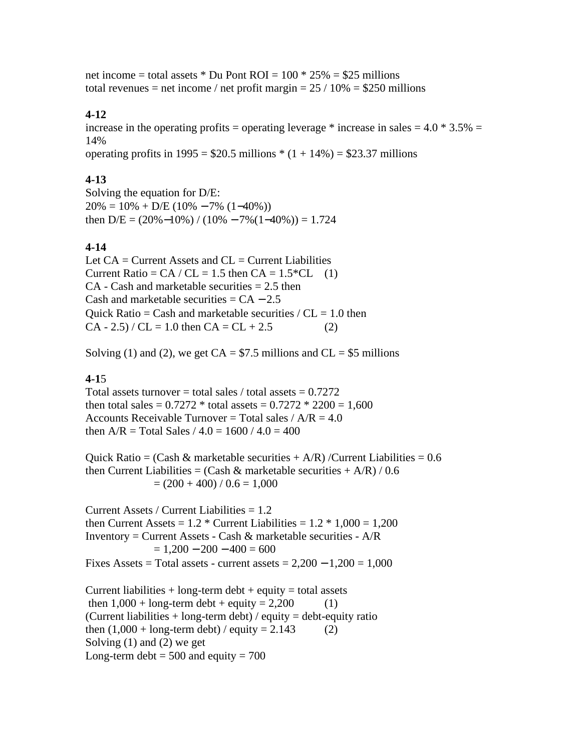net income = total assets * Du Pont ROI = 100 * 25% = $25 millions
total revenues = net income / net profit margin = 25 / 10% = $250 millions

**4-12**

increase in the operating profits = operating leverage * increase in sales = 4.0 * 3.5% = 14%
operating profits in 1995 = $20.5 millions * (1 + 14%) = $23.37 millions

**4-13**

Solving the equation for D/E:
20% = 10% + D/E (10% − 7% (1−40%))
then D/E = (20%−10%) / (10% − 7%(1−40%)) = 1.724

**4-14**

Let CA = Current Assets and CL = Current Liabilities
Current Ratio = CA / CL = 1.5 then CA = 1.5*CL (1)
CA - Cash and marketable securities = 2.5 then
Cash and marketable securities = CA − 2.5
Quick Ratio = Cash and marketable securities / CL = 1.0 then
CA - 2.5) / CL = 1.0 then CA = CL + 2.5 (2)

Solving (1) and (2), we get CA = $7.5 millions and CL = $5 millions

**4-1**5

Total assets turnover = total sales / total assets = 0.7272
then total sales = 0.7272 * total assets = 0.7272 * 2200 = 1,600
Accounts Receivable Turnover = Total sales / A/R = 4.0
then A/R = Total Sales / 4.0 = 1600 / 4.0 = 400

Quick Ratio = (Cash & marketable securities + A/R) /Current Liabilities = 0.6
then Current Liabilities = (Cash & marketable securities + A/R) / 0.6
= (200 + 400) / 0.6 = 1,000

Current Assets / Current Liabilities = 1.2
then Current Assets = 1.2 * Current Liabilities = 1.2 * 1,000 = 1,200
Inventory = Current Assets - Cash & marketable securities - A/R
= 1,200 − 200 − 400 = 600
Fixes Assets = Total assets - current assets = 2,200 − 1,200 = 1,000

Current liabilities + long-term debt + equity = total assets
then 1,000 + long-term debt + equity = 2,200 (1)
(Current liabilities + long-term debt) / equity = debt-equity ratio
then (1,000 + long-term debt) / equity = 2.143 (2)
Solving (1) and (2) we get
Long-term debt = 500 and equity = 700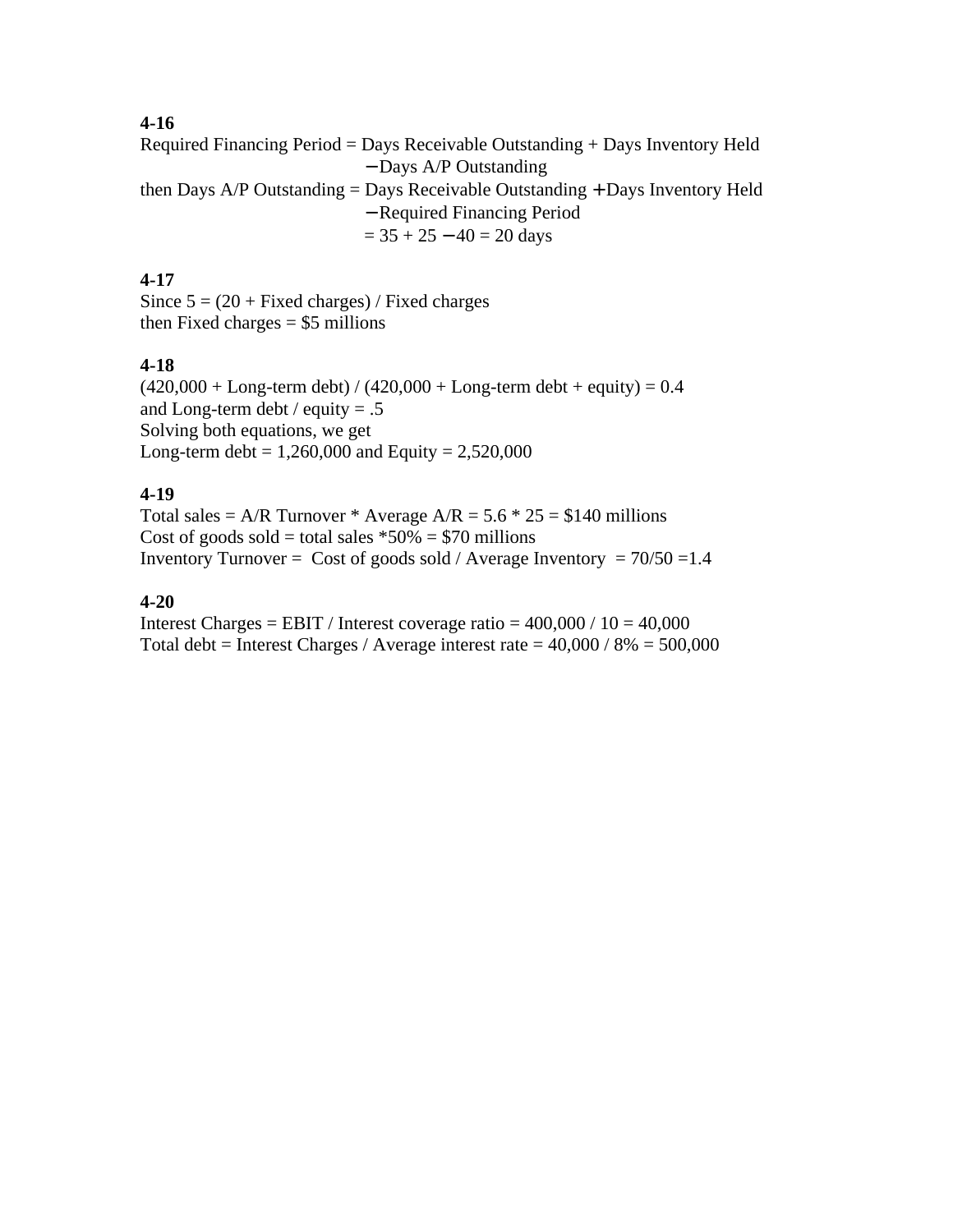**4-16**

Required Financing Period = Days Receivable Outstanding + Days Inventory Held
−Days A/P Outstanding

then Days A/P Outstanding = Days Receivable Outstanding +Days Inventory Held
−Required Financing Period
= 35 + 25 −40 = 20 days

**4-17**

Since 5 = (20 + Fixed charges) / Fixed charges
then Fixed charges = $5 millions

**4-18**

(420,000 + Long-term debt) / (420,000 + Long-term debt + equity) = 0.4
and Long-term debt / equity = .5
Solving both equations, we get
Long-term debt = 1,260,000 and Equity = 2,520,000

**4-19**

Total sales = A/R Turnover * Average A/R = 5.6 * 25 = $140 millions
Cost of goods sold = total sales *50% = $70 millions
Inventory Turnover = Cost of goods sold / Average Inventory = 70/50 =1.4

**4-20**

Interest Charges = EBIT / Interest coverage ratio = 400,000 / 10 = 40,000
Total debt = Interest Charges / Average interest rate = 40,000 / 8% = 500,000